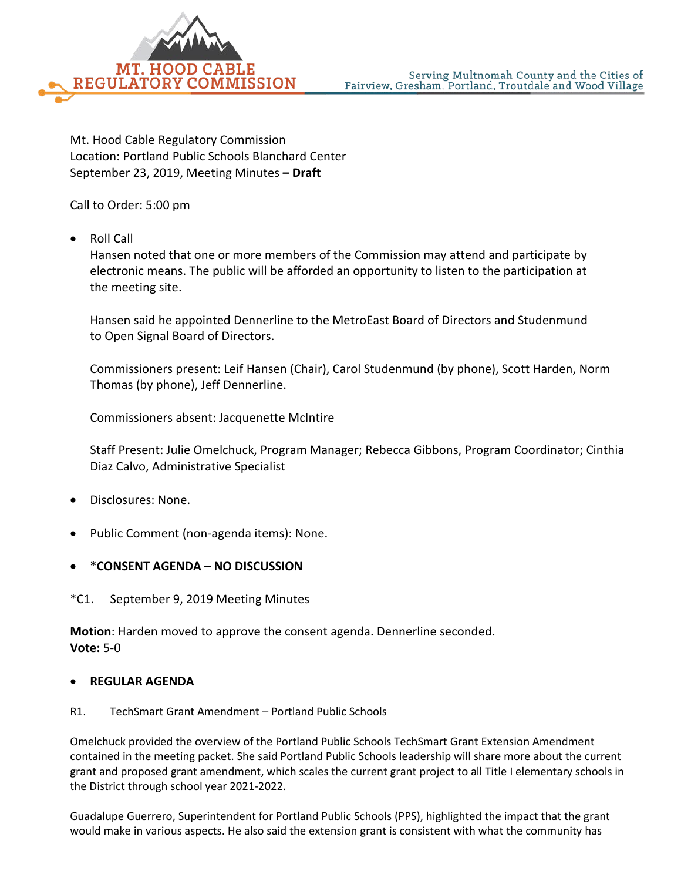Mt. Hood Cable Regulatory Commission
Location: Portland Public Schools Blanchard Center
September 23, 2019, Meeting Minutes **– Draft**

Call to Order: 5:00 pm

- Roll Call
  Hansen noted that one or more members of the Commission may attend and participate by electronic means. The public will be afforded an opportunity to listen to the participation at the meeting site.

  Hansen said he appointed Dennerline to the MetroEast Board of Directors and Studenmund to Open Signal Board of Directors.

  Commissioners present: Leif Hansen (Chair), Carol Studenmund (by phone), Scott Harden, Norm Thomas (by phone), Jeff Dennerline.

  Commissioners absent: Jacquenette McIntire

  Staff Present: Julie Omelchuck, Program Manager; Rebecca Gibbons, Program Coordinator; Cinthia Diaz Calvo, Administrative Specialist

- Disclosures: None.

- Public Comment (non-agenda items): None.

- ***CONSENT AGENDA – NO DISCUSSION**

*C1. September 9, 2019 Meeting Minutes

**Motion**: Harden moved to approve the consent agenda. Dennerline seconded.
**Vote:** 5-0

- **REGULAR AGENDA**

R1. TechSmart Grant Amendment – Portland Public Schools

Omelchuck provided the overview of the Portland Public Schools TechSmart Grant Extension Amendment contained in the meeting packet. She said Portland Public Schools leadership will share more about the current grant and proposed grant amendment, which scales the current grant project to all Title I elementary schools in the District through school year 2021-2022.

Guadalupe Guerrero, Superintendent for Portland Public Schools (PPS), highlighted the impact that the grant would make in various aspects. He also said the extension grant is consistent with what the community has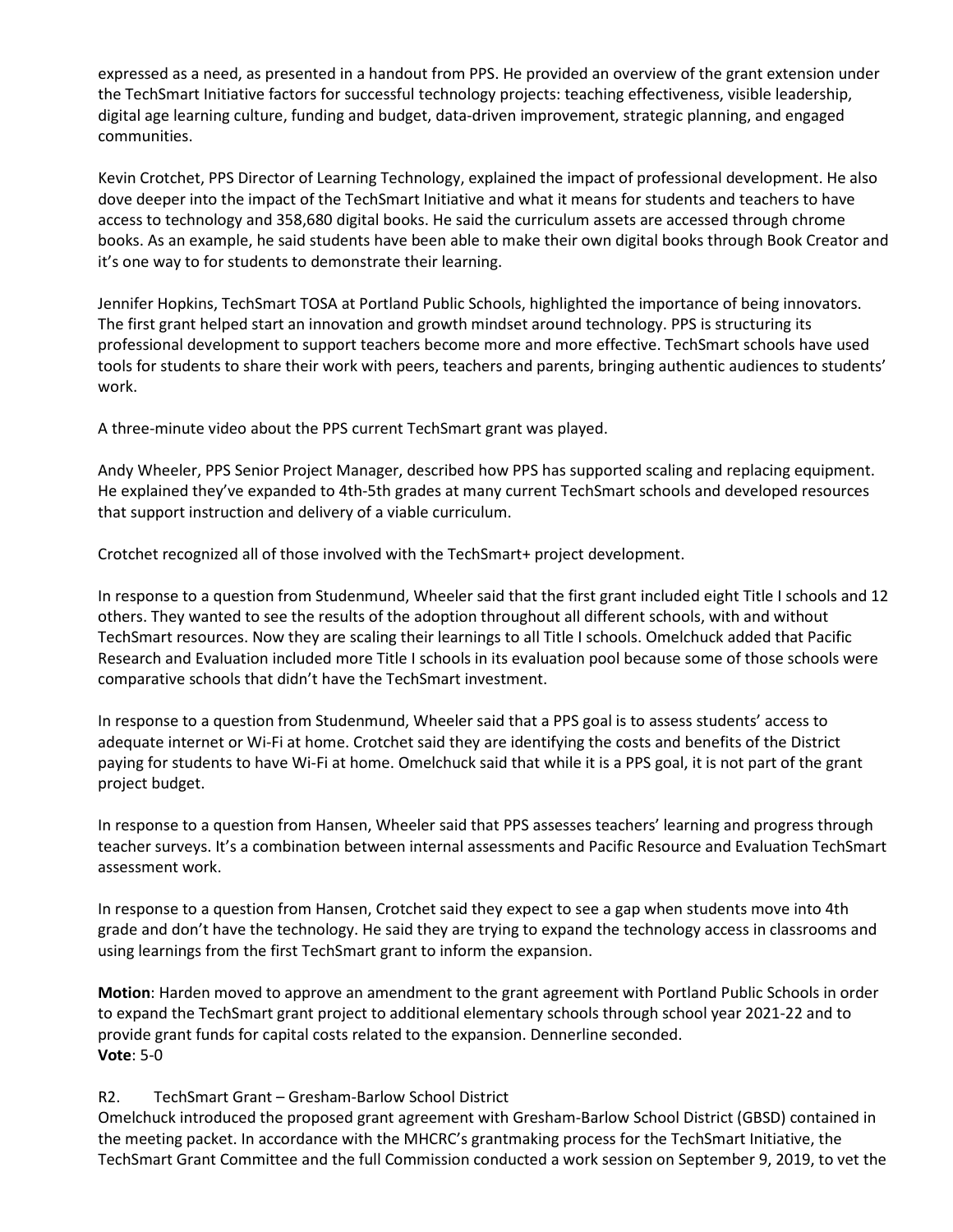expressed as a need, as presented in a handout from PPS. He provided an overview of the grant extension under the TechSmart Initiative factors for successful technology projects: teaching effectiveness, visible leadership, digital age learning culture, funding and budget, data-driven improvement, strategic planning, and engaged communities.

Kevin Crotchet, PPS Director of Learning Technology, explained the impact of professional development. He also dove deeper into the impact of the TechSmart Initiative and what it means for students and teachers to have access to technology and 358,680 digital books. He said the curriculum assets are accessed through chrome books. As an example, he said students have been able to make their own digital books through Book Creator and it's one way to for students to demonstrate their learning.

Jennifer Hopkins, TechSmart TOSA at Portland Public Schools, highlighted the importance of being innovators. The first grant helped start an innovation and growth mindset around technology. PPS is structuring its professional development to support teachers become more and more effective. TechSmart schools have used tools for students to share their work with peers, teachers and parents, bringing authentic audiences to students' work.

A three-minute video about the PPS current TechSmart grant was played.

Andy Wheeler, PPS Senior Project Manager, described how PPS has supported scaling and replacing equipment. He explained they've expanded to 4th-5th grades at many current TechSmart schools and developed resources that support instruction and delivery of a viable curriculum.

Crotchet recognized all of those involved with the TechSmart+ project development.

In response to a question from Studenmund, Wheeler said that the first grant included eight Title I schools and 12 others. They wanted to see the results of the adoption throughout all different schools, with and without TechSmart resources. Now they are scaling their learnings to all Title I schools. Omelchuck added that Pacific Research and Evaluation included more Title I schools in its evaluation pool because some of those schools were comparative schools that didn't have the TechSmart investment.

In response to a question from Studenmund, Wheeler said that a PPS goal is to assess students' access to adequate internet or Wi-Fi at home. Crotchet said they are identifying the costs and benefits of the District paying for students to have Wi-Fi at home. Omelchuck said that while it is a PPS goal, it is not part of the grant project budget.

In response to a question from Hansen, Wheeler said that PPS assesses teachers' learning and progress through teacher surveys. It's a combination between internal assessments and Pacific Resource and Evaluation TechSmart assessment work.

In response to a question from Hansen, Crotchet said they expect to see a gap when students move into 4th grade and don't have the technology. He said they are trying to expand the technology access in classrooms and using learnings from the first TechSmart grant to inform the expansion.

**Motion**: Harden moved to approve an amendment to the grant agreement with Portland Public Schools in order to expand the TechSmart grant project to additional elementary schools through school year 2021-22 and to provide grant funds for capital costs related to the expansion. Dennerline seconded.
**Vote**: 5-0

R2. TechSmart Grant – Gresham-Barlow School District
Omelchuck introduced the proposed grant agreement with Gresham-Barlow School District (GBSD) contained in the meeting packet. In accordance with the MHCRC's grantmaking process for the TechSmart Initiative, the TechSmart Grant Committee and the full Commission conducted a work session on September 9, 2019, to vet the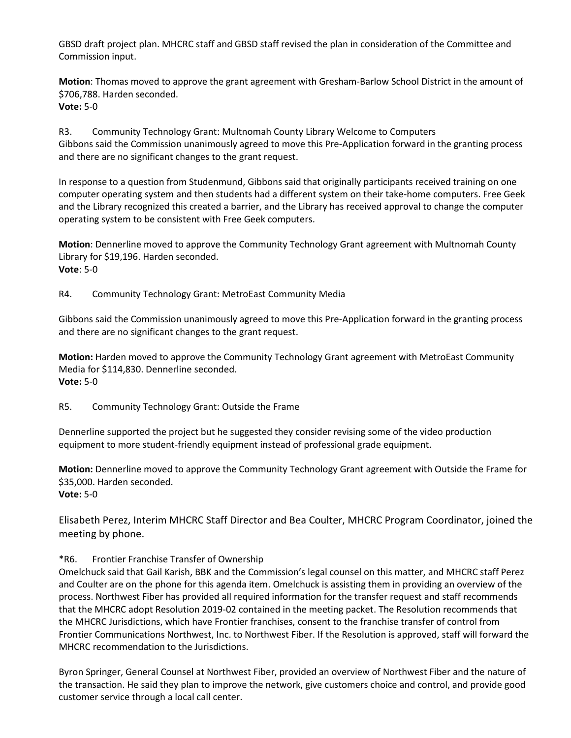GBSD draft project plan. MHCRC staff and GBSD staff revised the plan in consideration of the Committee and Commission input.

**Motion**: Thomas moved to approve the grant agreement with Gresham-Barlow School District in the amount of $706,788. Harden seconded.
**Vote:** 5-0

R3. Community Technology Grant: Multnomah County Library Welcome to Computers
Gibbons said the Commission unanimously agreed to move this Pre-Application forward in the granting process and there are no significant changes to the grant request.

In response to a question from Studenmund, Gibbons said that originally participants received training on one computer operating system and then students had a different system on their take-home computers. Free Geek and the Library recognized this created a barrier, and the Library has received approval to change the computer operating system to be consistent with Free Geek computers.

**Motion**: Dennerline moved to approve the Community Technology Grant agreement with Multnomah County Library for $19,196. Harden seconded.
**Vote**: 5-0

R4. Community Technology Grant: MetroEast Community Media

Gibbons said the Commission unanimously agreed to move this Pre-Application forward in the granting process and there are no significant changes to the grant request.

**Motion:** Harden moved to approve the Community Technology Grant agreement with MetroEast Community Media for $114,830. Dennerline seconded.
**Vote:** 5-0

R5. Community Technology Grant: Outside the Frame

Dennerline supported the project but he suggested they consider revising some of the video production equipment to more student-friendly equipment instead of professional grade equipment.

**Motion:** Dennerline moved to approve the Community Technology Grant agreement with Outside the Frame for $35,000. Harden seconded.
**Vote:** 5-0

Elisabeth Perez, Interim MHCRC Staff Director and Bea Coulter, MHCRC Program Coordinator, joined the meeting by phone.

*R6. Frontier Franchise Transfer of Ownership
Omelchuck said that Gail Karish, BBK and the Commission's legal counsel on this matter, and MHCRC staff Perez and Coulter are on the phone for this agenda item. Omelchuck is assisting them in providing an overview of the process. Northwest Fiber has provided all required information for the transfer request and staff recommends that the MHCRC adopt Resolution 2019-02 contained in the meeting packet. The Resolution recommends that the MHCRC Jurisdictions, which have Frontier franchises, consent to the franchise transfer of control from Frontier Communications Northwest, Inc. to Northwest Fiber. If the Resolution is approved, staff will forward the MHCRC recommendation to the Jurisdictions.

Byron Springer, General Counsel at Northwest Fiber, provided an overview of Northwest Fiber and the nature of the transaction. He said they plan to improve the network, give customers choice and control, and provide good customer service through a local call center.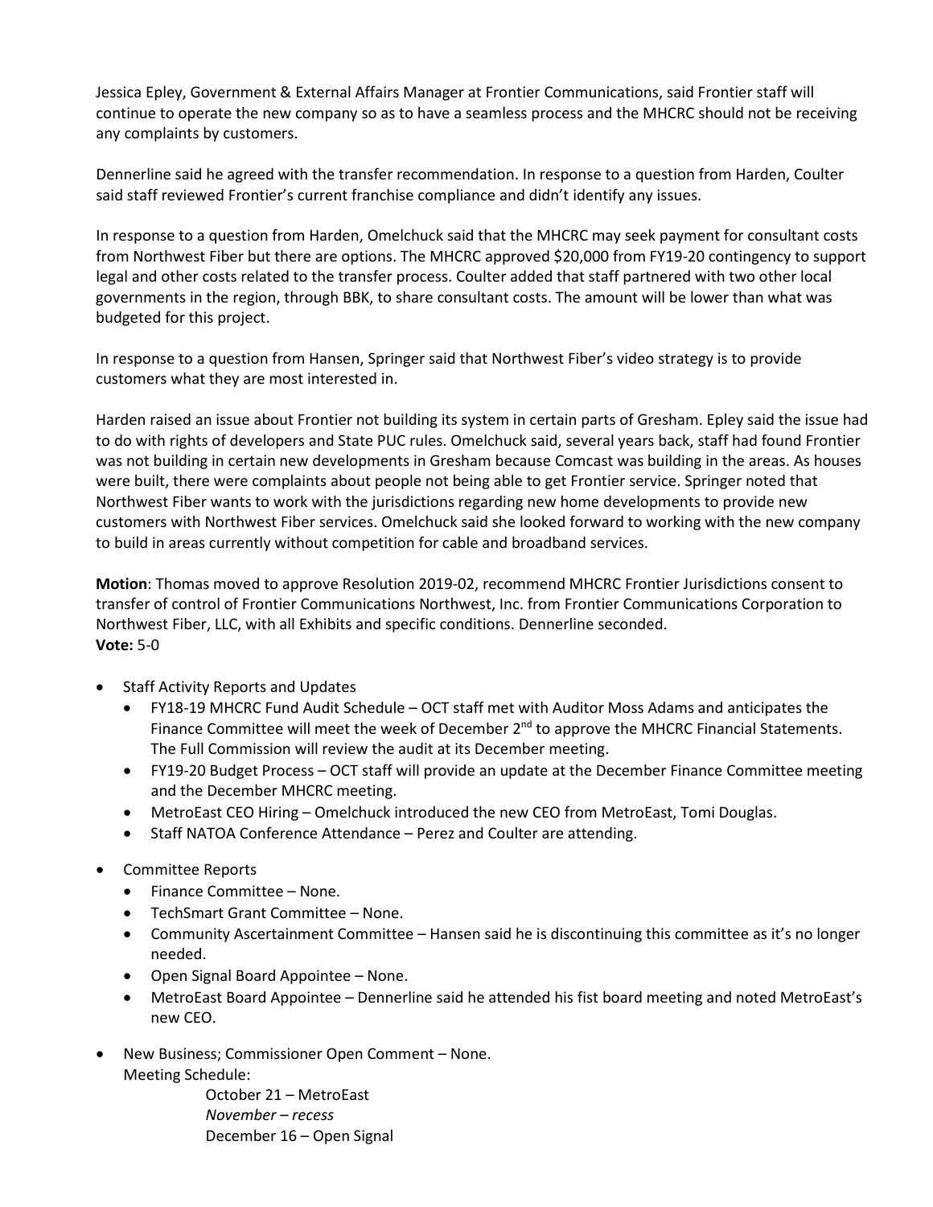Jessica Epley, Government & External Affairs Manager at Frontier Communications, said Frontier staff will continue to operate the new company so as to have a seamless process and the MHCRC should not be receiving any complaints by customers.

Dennerline said he agreed with the transfer recommendation. In response to a question from Harden, Coulter said staff reviewed Frontier's current franchise compliance and didn't identify any issues.

In response to a question from Harden, Omelchuck said that the MHCRC may seek payment for consultant costs from Northwest Fiber but there are options. The MHCRC approved $20,000 from FY19-20 contingency to support legal and other costs related to the transfer process. Coulter added that staff partnered with two other local governments in the region, through BBK, to share consultant costs. The amount will be lower than what was budgeted for this project.

In response to a question from Hansen, Springer said that Northwest Fiber's video strategy is to provide customers what they are most interested in.

Harden raised an issue about Frontier not building its system in certain parts of Gresham. Epley said the issue had to do with rights of developers and State PUC rules. Omelchuck said, several years back, staff had found Frontier was not building in certain new developments in Gresham because Comcast was building in the areas. As houses were built, there were complaints about people not being able to get Frontier service. Springer noted that Northwest Fiber wants to work with the jurisdictions regarding new home developments to provide new customers with Northwest Fiber services. Omelchuck said she looked forward to working with the new company to build in areas currently without competition for cable and broadband services.

**Motion**: Thomas moved to approve Resolution 2019-02, recommend MHCRC Frontier Jurisdictions consent to transfer of control of Frontier Communications Northwest, Inc. from Frontier Communications Corporation to Northwest Fiber, LLC, with all Exhibits and specific conditions. Dennerline seconded.
**Vote:** 5-0

- Staff Activity Reports and Updates
  - FY18-19 MHCRC Fund Audit Schedule – OCT staff met with Auditor Moss Adams and anticipates the Finance Committee will meet the week of December 2nd to approve the MHCRC Financial Statements. The Full Commission will review the audit at its December meeting.
  - FY19-20 Budget Process – OCT staff will provide an update at the December Finance Committee meeting and the December MHCRC meeting.
  - MetroEast CEO Hiring – Omelchuck introduced the new CEO from MetroEast, Tomi Douglas.
  - Staff NATOA Conference Attendance – Perez and Coulter are attending.
- Committee Reports
  - Finance Committee – None.
  - TechSmart Grant Committee – None.
  - Community Ascertainment Committee – Hansen said he is discontinuing this committee as it's no longer needed.
  - Open Signal Board Appointee – None.
  - MetroEast Board Appointee – Dennerline said he attended his fist board meeting and noted MetroEast's new CEO.
- New Business; Commissioner Open Comment – None.

  Meeting Schedule:

  October 21 – MetroEast
  *November – recess*
  December 16 – Open Signal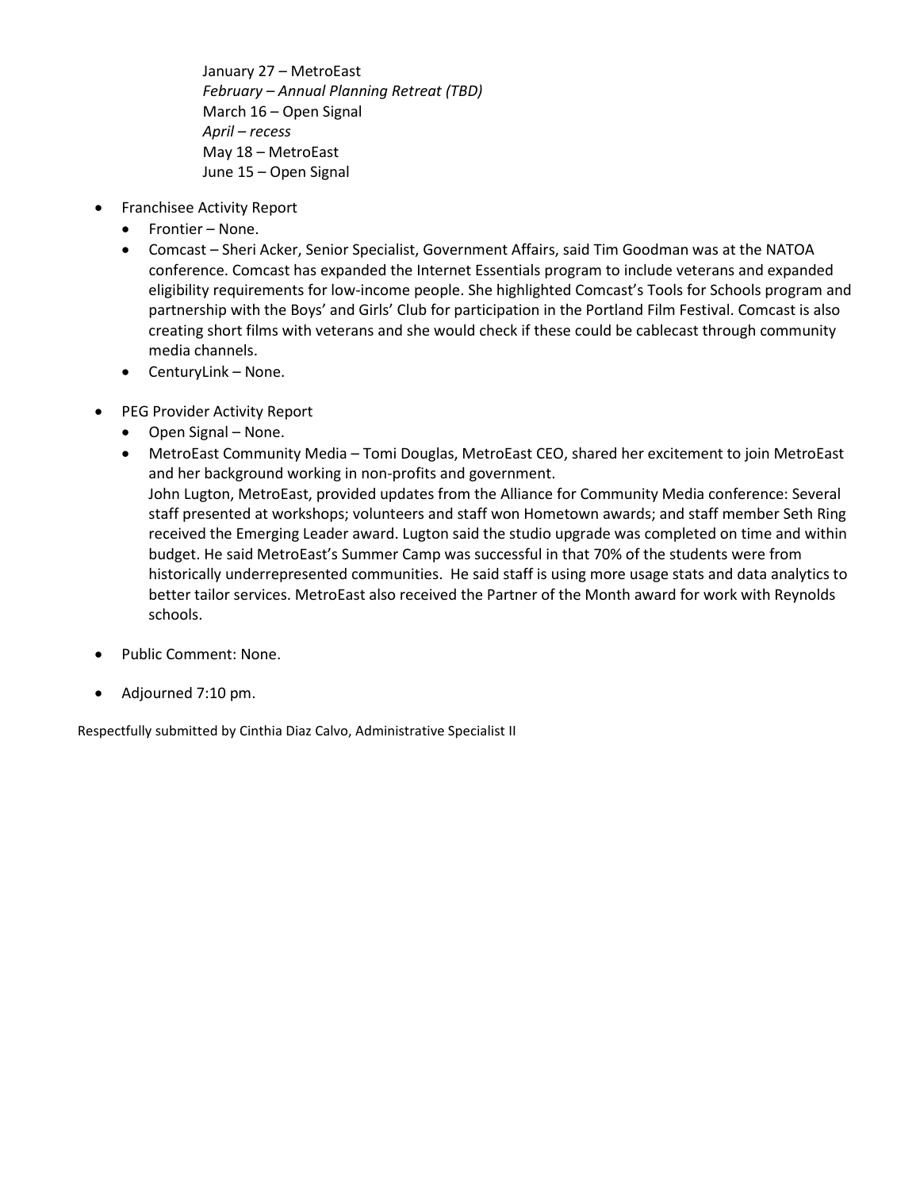January 27 – MetroEast
*February – Annual Planning Retreat (TBD)*
March 16 – Open Signal
*April – recess*
May 18 – MetroEast
June 15 – Open Signal

- Franchisee Activity Report
  - Frontier – None.
  - Comcast – Sheri Acker, Senior Specialist, Government Affairs, said Tim Goodman was at the NATOA conference. Comcast has expanded the Internet Essentials program to include veterans and expanded eligibility requirements for low-income people. She highlighted Comcast's Tools for Schools program and partnership with the Boys' and Girls' Club for participation in the Portland Film Festival. Comcast is also creating short films with veterans and she would check if these could be cablecast through community media channels.
  - CenturyLink – None.

- PEG Provider Activity Report
  - Open Signal – None.
  - MetroEast Community Media – Tomi Douglas, MetroEast CEO, shared her excitement to join MetroEast and her background working in non-profits and government.
    John Lugton, MetroEast, provided updates from the Alliance for Community Media conference: Several staff presented at workshops; volunteers and staff won Hometown awards; and staff member Seth Ring received the Emerging Leader award. Lugton said the studio upgrade was completed on time and within budget. He said MetroEast's Summer Camp was successful in that 70% of the students were from historically underrepresented communities. He said staff is using more usage stats and data analytics to better tailor services. MetroEast also received the Partner of the Month award for work with Reynolds schools.

- Public Comment: None.

- Adjourned 7:10 pm.

Respectfully submitted by Cinthia Diaz Calvo, Administrative Specialist II